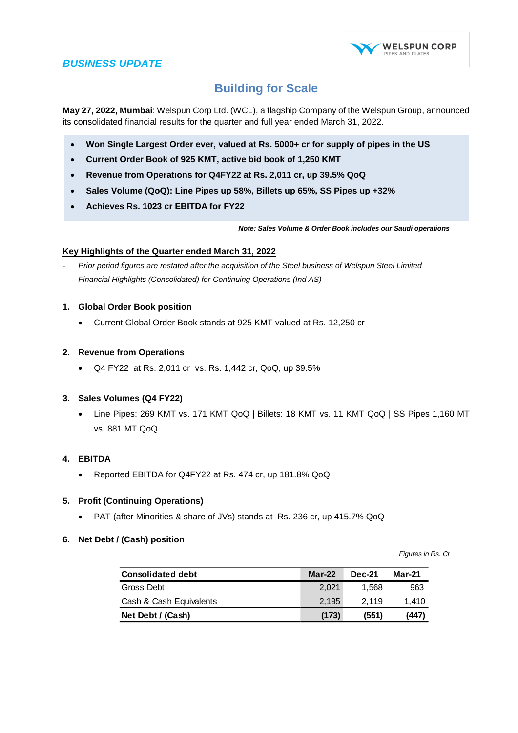*BUSINESS UPDATE*

# Building for Scale

**May 27, 2022, Mumbai**: Welspun Corp Ltd. (WCL), a flagship Company of the Welspun Group, announced its consolidated financial results for the quarter and full year ended March 31, 2022.

- **Won Single Largest Order ever, valued at Rs. 5000+ cr for supply of pipes in the US**
- **Current Order Book of 925 KMT, active bid book of 1,250 KMT**
- **Revenue from Operations for Q4FY22 at Rs. 2,011 cr, up 39.5% QoQ**
- **Sales Volume (QoQ): Line Pipes up 58%, Billets up 65%, SS Pipes up +32%**
- **Achieves Rs. 1023 cr EBITDA for FY22**

***Note: Sales Volume & Order Book includes our Saudi operations***

## Key Highlights of the Quarter ended March 31, 2022

- *Prior period figures are restated after the acquisition of the Steel business of Welspun Steel Limited*
- *Financial Highlights (Consolidated) for Continuing Operations (Ind AS)*

### 1. Global Order Book position

- Current Global Order Book stands at 925 KMT valued at Rs. 12,250 cr

### 2. Revenue from Operations

- Q4 FY22 at Rs. 2,011 cr vs. Rs. 1,442 cr, QoQ, up 39.5%

### 3. Sales Volumes (Q4 FY22)

- Line Pipes: 269 KMT vs. 171 KMT QoQ | Billets: 18 KMT vs. 11 KMT QoQ | SS Pipes 1,160 MT vs. 881 MT QoQ

### 4. EBITDA

- Reported EBITDA for Q4FY22 at Rs. 474 cr, up 181.8% QoQ

### 5. Profit (Continuing Operations)

- PAT (after Minorities & share of JVs) stands at Rs. 236 cr, up 415.7% QoQ

### 6. Net Debt / (Cash) position

*Figures in Rs. Cr*

| Consolidated debt | Mar-22 | Dec-21 | Mar-21 |
|---|---|---|---|
| Gross Debt | 2,021 | 1,568 | 963 |
| Cash & Cash Equivalents | 2,195 | 2,119 | 1,410 |
| **Net Debt / (Cash)** | **(173)** | **(551)** | **(447)** |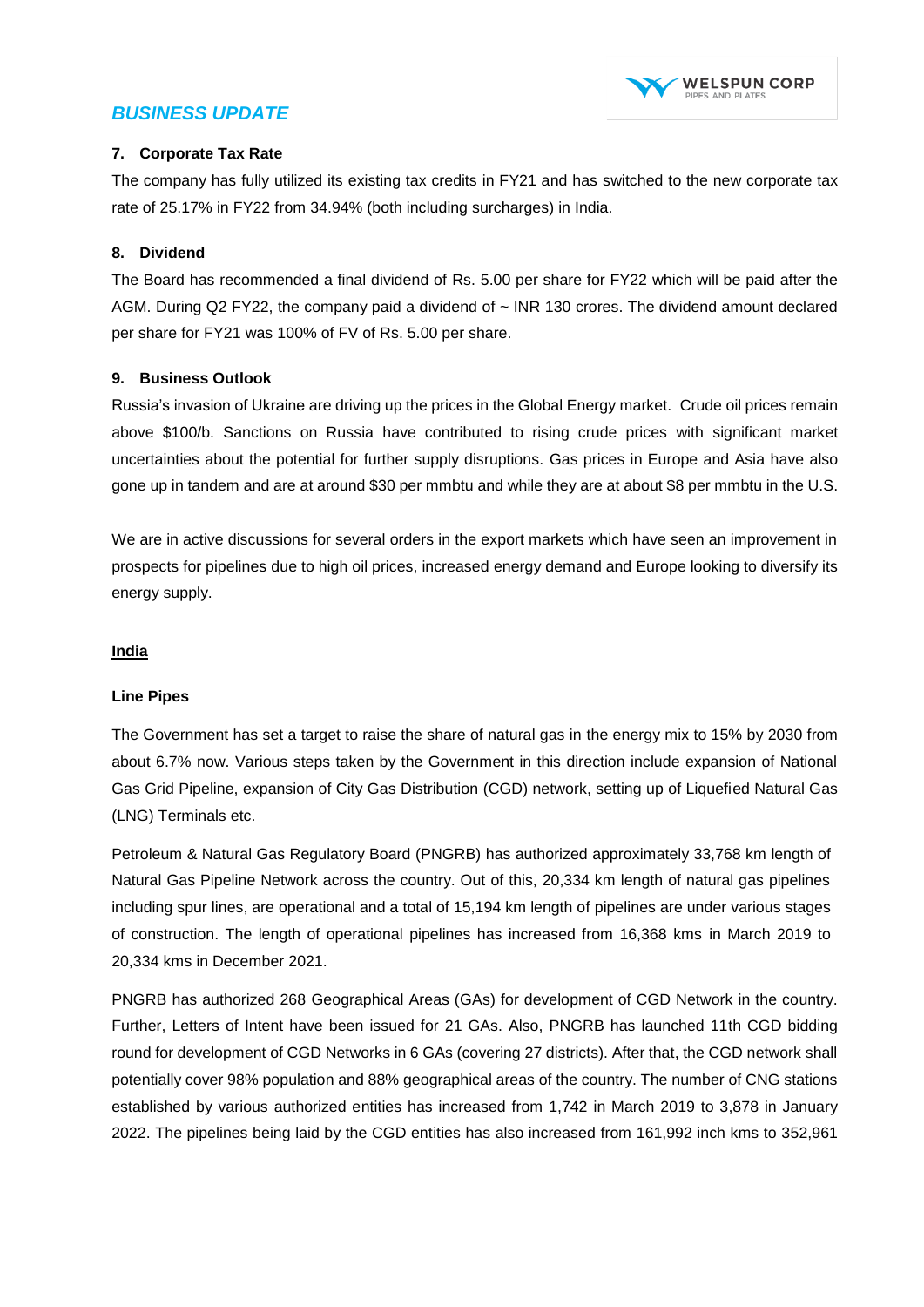## *BUSINESS UPDATE*

### 7. Corporate Tax Rate

The company has fully utilized its existing tax credits in FY21 and has switched to the new corporate tax rate of 25.17% in FY22 from 34.94% (both including surcharges) in India.

### 8. Dividend

The Board has recommended a final dividend of Rs. 5.00 per share for FY22 which will be paid after the AGM. During Q2 FY22, the company paid a dividend of ~ INR 130 crores. The dividend amount declared per share for FY21 was 100% of FV of Rs. 5.00 per share.

### 9. Business Outlook

Russia's invasion of Ukraine are driving up the prices in the Global Energy market. Crude oil prices remain above $100/b. Sanctions on Russia have contributed to rising crude prices with significant market uncertainties about the potential for further supply disruptions. Gas prices in Europe and Asia have also gone up in tandem and are at around $30 per mmbtu and while they are at about $8 per mmbtu in the U.S.

We are in active discussions for several orders in the export markets which have seen an improvement in prospects for pipelines due to high oil prices, increased energy demand and Europe looking to diversify its energy supply.

**<u>India</u>**

**Line Pipes**

The Government has set a target to raise the share of natural gas in the energy mix to 15% by 2030 from about 6.7% now. Various steps taken by the Government in this direction include expansion of National Gas Grid Pipeline, expansion of City Gas Distribution (CGD) network, setting up of Liquefied Natural Gas (LNG) Terminals etc.

Petroleum & Natural Gas Regulatory Board (PNGRB) has authorized approximately 33,768 km length of Natural Gas Pipeline Network across the country. Out of this, 20,334 km length of natural gas pipelines including spur lines, are operational and a total of 15,194 km length of pipelines are under various stages of construction. The length of operational pipelines has increased from 16,368 kms in March 2019 to 20,334 kms in December 2021.

PNGRB has authorized 268 Geographical Areas (GAs) for development of CGD Network in the country. Further, Letters of Intent have been issued for 21 GAs. Also, PNGRB has launched 11th CGD bidding round for development of CGD Networks in 6 GAs (covering 27 districts). After that, the CGD network shall potentially cover 98% population and 88% geographical areas of the country. The number of CNG stations established by various authorized entities has increased from 1,742 in March 2019 to 3,878 in January 2022. The pipelines being laid by the CGD entities has also increased from 161,992 inch kms to 352,961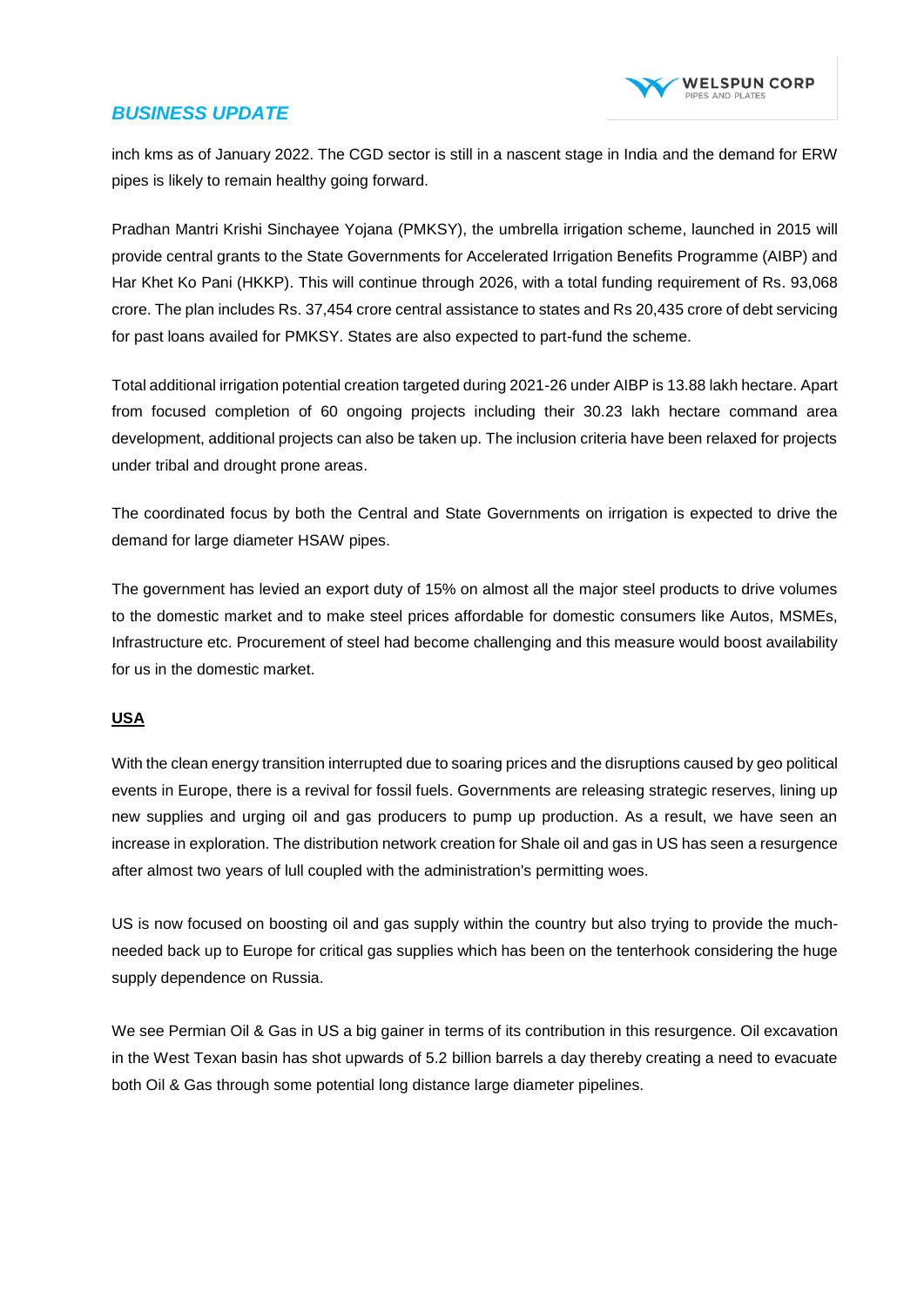inch kms as of January 2022. The CGD sector is still in a nascent stage in India and the demand for ERW pipes is likely to remain healthy going forward.

Pradhan Mantri Krishi Sinchayee Yojana (PMKSY), the umbrella irrigation scheme, launched in 2015 will provide central grants to the State Governments for Accelerated Irrigation Benefits Programme (AIBP) and Har Khet Ko Pani (HKKP). This will continue through 2026, with a total funding requirement of Rs. 93,068 crore. The plan includes Rs. 37,454 crore central assistance to states and Rs 20,435 crore of debt servicing for past loans availed for PMKSY. States are also expected to part-fund the scheme.

Total additional irrigation potential creation targeted during 2021-26 under AIBP is 13.88 lakh hectare. Apart from focused completion of 60 ongoing projects including their 30.23 lakh hectare command area development, additional projects can also be taken up. The inclusion criteria have been relaxed for projects under tribal and drought prone areas.

The coordinated focus by both the Central and State Governments on irrigation is expected to drive the demand for large diameter HSAW pipes.

The government has levied an export duty of 15% on almost all the major steel products to drive volumes to the domestic market and to make steel prices affordable for domestic consumers like Autos, MSMEs, Infrastructure etc. Procurement of steel had become challenging and this measure would boost availability for us in the domestic market.

**USA**

With the clean energy transition interrupted due to soaring prices and the disruptions caused by geo political events in Europe, there is a revival for fossil fuels. Governments are releasing strategic reserves, lining up new supplies and urging oil and gas producers to pump up production. As a result, we have seen an increase in exploration. The distribution network creation for Shale oil and gas in US has seen a resurgence after almost two years of lull coupled with the administration's permitting woes.

US is now focused on boosting oil and gas supply within the country but also trying to provide the much-needed back up to Europe for critical gas supplies which has been on the tenterhook considering the huge supply dependence on Russia.

We see Permian Oil & Gas in US a big gainer in terms of its contribution in this resurgence. Oil excavation in the West Texan basin has shot upwards of 5.2 billion barrels a day thereby creating a need to evacuate both Oil & Gas through some potential long distance large diameter pipelines.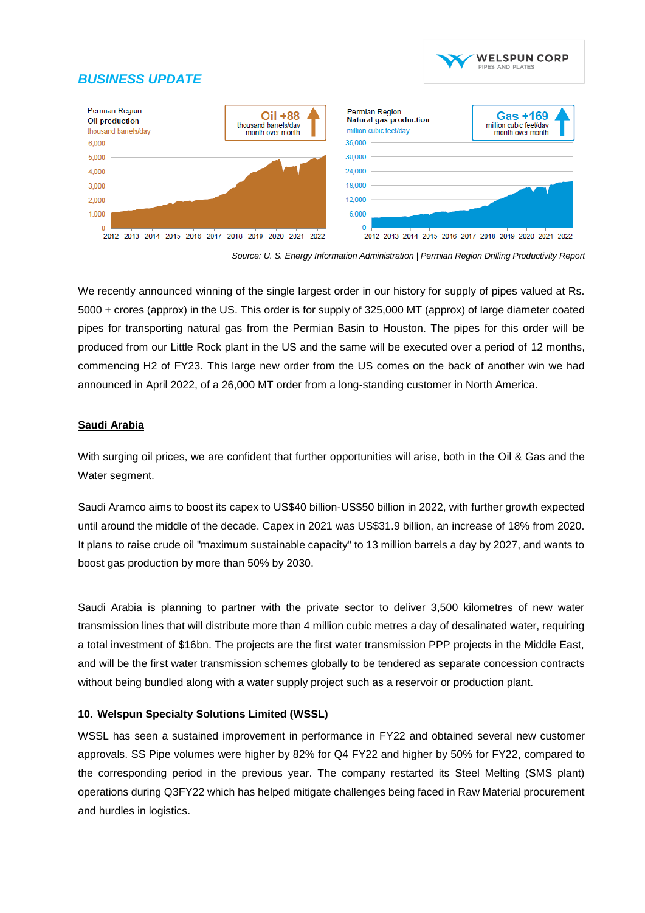## BUSINESS UPDATE

Permian Region
Oil production
thousand barrels/day

**Oil +88**
thousand barrels/day
month over month

Permian Region
Natural gas production
million cubic feet/day

**Gas +169**
million cubic feet/day
month over month

*Source: U. S. Energy Information Administration | Permian Region Drilling Productivity Report*

We recently announced winning of the single largest order in our history for supply of pipes valued at Rs. 5000 + crores (approx) in the US. This order is for supply of 325,000 MT (approx) of large diameter coated pipes for transporting natural gas from the Permian Basin to Houston. The pipes for this order will be produced from our Little Rock plant in the US and the same will be executed over a period of 12 months, commencing H2 of FY23. This large new order from the US comes on the back of another win we had announced in April 2022, of a 26,000 MT order from a long-standing customer in North America.

**Saudi Arabia**

With surging oil prices, we are confident that further opportunities will arise, both in the Oil & Gas and the Water segment.

Saudi Aramco aims to boost its capex to US$40 billion-US$50 billion in 2022, with further growth expected until around the middle of the decade. Capex in 2021 was US$31.9 billion, an increase of 18% from 2020. It plans to raise crude oil "maximum sustainable capacity" to 13 million barrels a day by 2027, and wants to boost gas production by more than 50% by 2030.

Saudi Arabia is planning to partner with the private sector to deliver 3,500 kilometres of new water transmission lines that will distribute more than 4 million cubic metres a day of desalinated water, requiring a total investment of $16bn. The projects are the first water transmission PPP projects in the Middle East, and will be the first water transmission schemes globally to be tendered as separate concession contracts without being bundled along with a water supply project such as a reservoir or production plant.

### 10. Welspun Specialty Solutions Limited (WSSL)

WSSL has seen a sustained improvement in performance in FY22 and obtained several new customer approvals. SS Pipe volumes were higher by 82% for Q4 FY22 and higher by 50% for FY22, compared to the corresponding period in the previous year. The company restarted its Steel Melting (SMS plant) operations during Q3FY22 which has helped mitigate challenges being faced in Raw Material procurement and hurdles in logistics.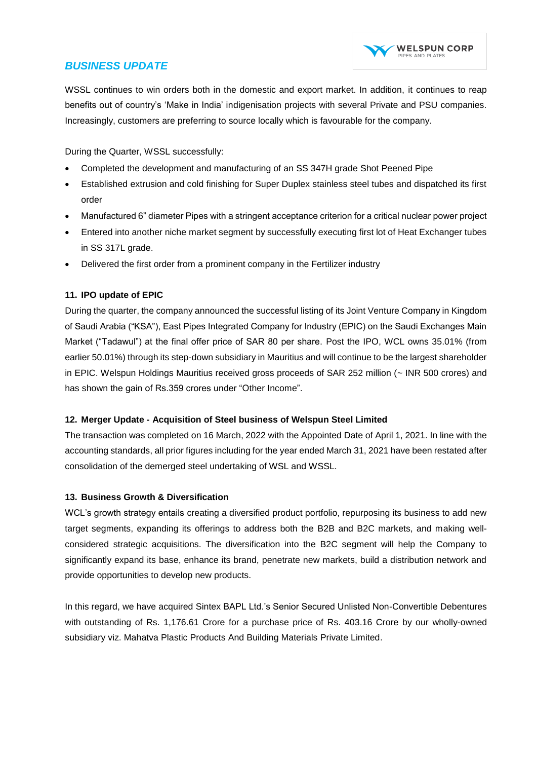## *BUSINESS UPDATE*

WSSL continues to win orders both in the domestic and export market. In addition, it continues to reap benefits out of country's 'Make in India' indigenisation projects with several Private and PSU companies. Increasingly, customers are preferring to source locally which is favourable for the company.

During the Quarter, WSSL successfully:

- Completed the development and manufacturing of an SS 347H grade Shot Peened Pipe
- Established extrusion and cold finishing for Super Duplex stainless steel tubes and dispatched its first order
- Manufactured 6" diameter Pipes with a stringent acceptance criterion for a critical nuclear power project
- Entered into another niche market segment by successfully executing first lot of Heat Exchanger tubes in SS 317L grade.
- Delivered the first order from a prominent company in the Fertilizer industry

### 11. IPO update of EPIC

During the quarter, the company announced the successful listing of its Joint Venture Company in Kingdom of Saudi Arabia ("KSA"), East Pipes Integrated Company for Industry (EPIC) on the Saudi Exchanges Main Market ("Tadawul") at the final offer price of SAR 80 per share. Post the IPO, WCL owns 35.01% (from earlier 50.01%) through its step-down subsidiary in Mauritius and will continue to be the largest shareholder in EPIC. Welspun Holdings Mauritius received gross proceeds of SAR 252 million (~ INR 500 crores) and has shown the gain of Rs.359 crores under "Other Income".

### 12. Merger Update - Acquisition of Steel business of Welspun Steel Limited

The transaction was completed on 16 March, 2022 with the Appointed Date of April 1, 2021. In line with the accounting standards, all prior figures including for the year ended March 31, 2021 have been restated after consolidation of the demerged steel undertaking of WSL and WSSL.

### 13. Business Growth & Diversification

WCL's growth strategy entails creating a diversified product portfolio, repurposing its business to add new target segments, expanding its offerings to address both the B2B and B2C markets, and making well-considered strategic acquisitions. The diversification into the B2C segment will help the Company to significantly expand its base, enhance its brand, penetrate new markets, build a distribution network and provide opportunities to develop new products.

In this regard, we have acquired Sintex BAPL Ltd.'s Senior Secured Unlisted Non-Convertible Debentures with outstanding of Rs. 1,176.61 Crore for a purchase price of Rs. 403.16 Crore by our wholly-owned subsidiary viz. Mahatva Plastic Products And Building Materials Private Limited.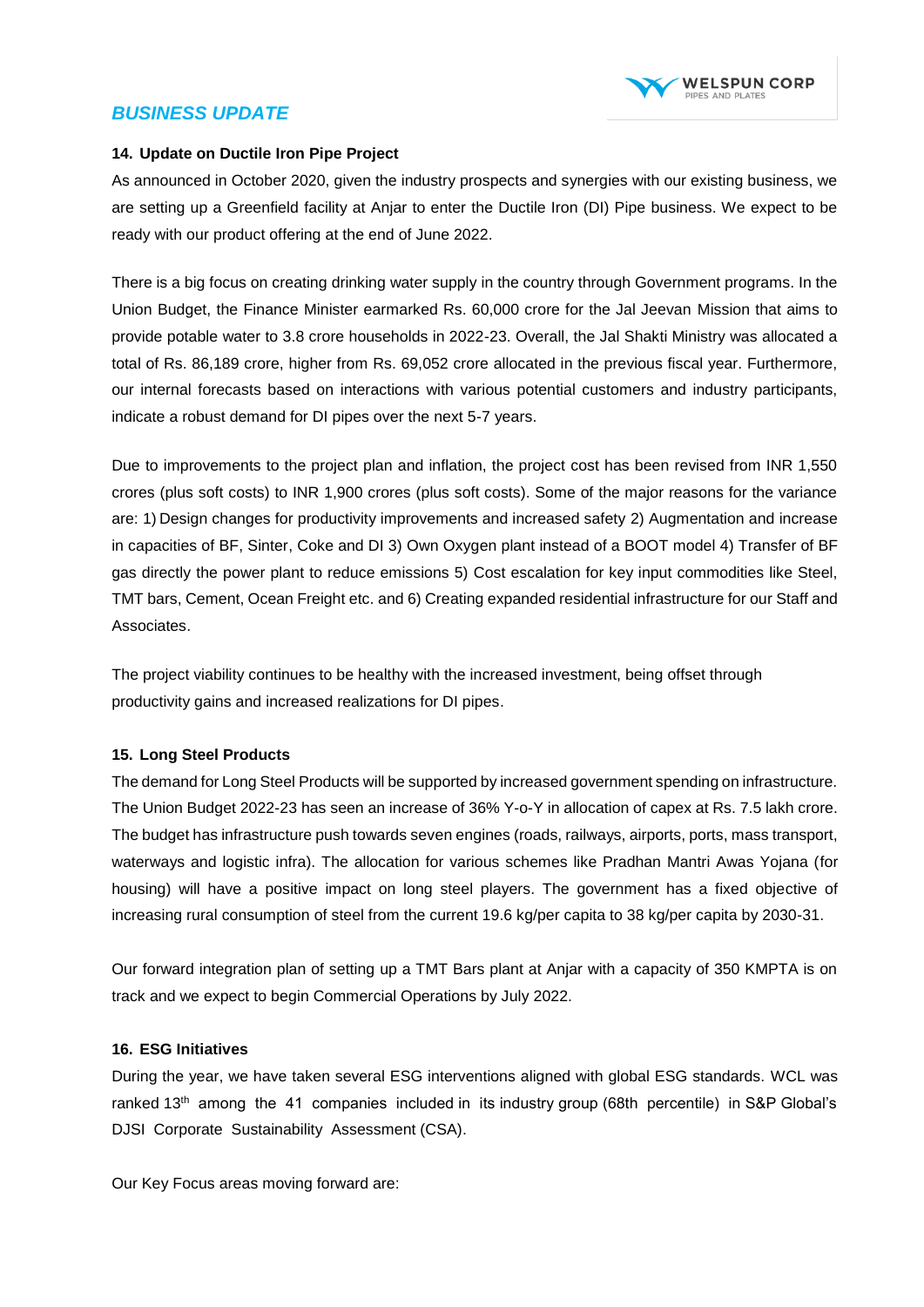## *BUSINESS UPDATE*

**14. Update on Ductile Iron Pipe Project**

As announced in October 2020, given the industry prospects and synergies with our existing business, we are setting up a Greenfield facility at Anjar to enter the Ductile Iron (DI) Pipe business. We expect to be ready with our product offering at the end of June 2022.

There is a big focus on creating drinking water supply in the country through Government programs. In the Union Budget, the Finance Minister earmarked Rs. 60,000 crore for the Jal Jeevan Mission that aims to provide potable water to 3.8 crore households in 2022-23. Overall, the Jal Shakti Ministry was allocated a total of Rs. 86,189 crore, higher from Rs. 69,052 crore allocated in the previous fiscal year. Furthermore, our internal forecasts based on interactions with various potential customers and industry participants, indicate a robust demand for DI pipes over the next 5-7 years.

Due to improvements to the project plan and inflation, the project cost has been revised from INR 1,550 crores (plus soft costs) to INR 1,900 crores (plus soft costs). Some of the major reasons for the variance are: 1) Design changes for productivity improvements and increased safety 2) Augmentation and increase in capacities of BF, Sinter, Coke and DI 3) Own Oxygen plant instead of a BOOT model 4) Transfer of BF gas directly the power plant to reduce emissions 5) Cost escalation for key input commodities like Steel, TMT bars, Cement, Ocean Freight etc. and 6) Creating expanded residential infrastructure for our Staff and Associates.

The project viability continues to be healthy with the increased investment, being offset through productivity gains and increased realizations for DI pipes.

**15. Long Steel Products**

The demand for Long Steel Products will be supported by increased government spending on infrastructure. The Union Budget 2022-23 has seen an increase of 36% Y-o-Y in allocation of capex at Rs. 7.5 lakh crore. The budget has infrastructure push towards seven engines (roads, railways, airports, ports, mass transport, waterways and logistic infra). The allocation for various schemes like Pradhan Mantri Awas Yojana (for housing) will have a positive impact on long steel players. The government has a fixed objective of increasing rural consumption of steel from the current 19.6 kg/per capita to 38 kg/per capita by 2030-31.

Our forward integration plan of setting up a TMT Bars plant at Anjar with a capacity of 350 KMPTA is on track and we expect to begin Commercial Operations by July 2022.

**16. ESG Initiatives**

During the year, we have taken several ESG interventions aligned with global ESG standards. WCL was ranked 13th among the 41 companies included in its industry group (68th percentile) in S&P Global's DJSI Corporate Sustainability Assessment (CSA).

Our Key Focus areas moving forward are: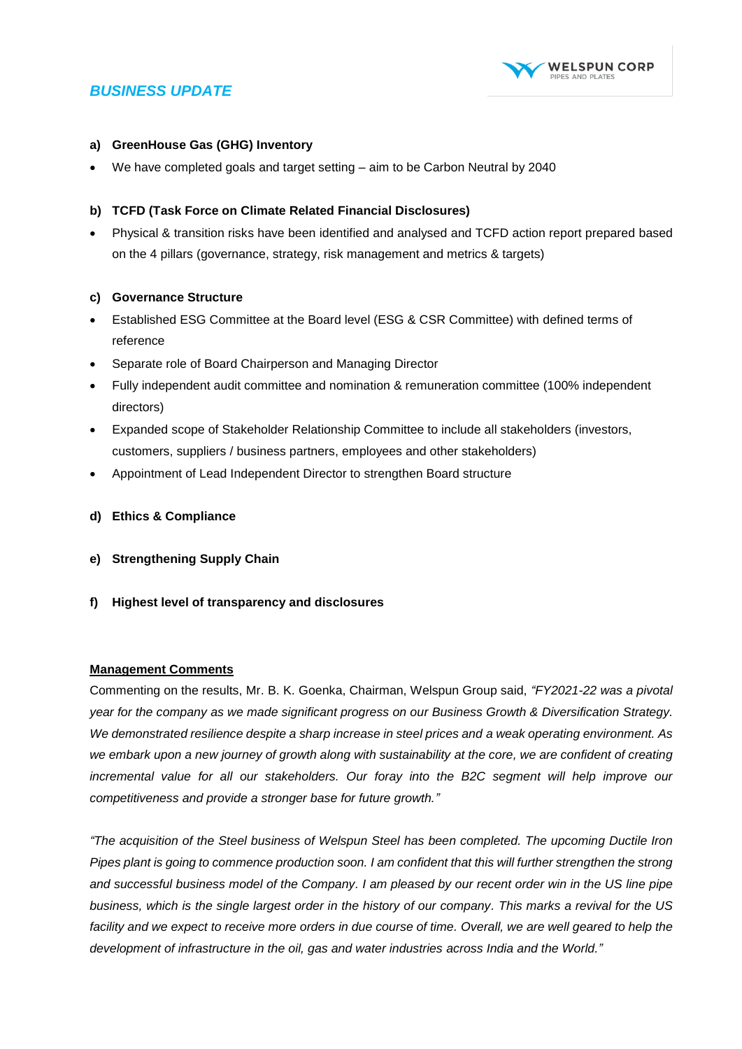## *BUSINESS UPDATE*

**a) GreenHouse Gas (GHG) Inventory**

- We have completed goals and target setting – aim to be Carbon Neutral by 2040

**b) TCFD (Task Force on Climate Related Financial Disclosures)**

- Physical & transition risks have been identified and analysed and TCFD action report prepared based on the 4 pillars (governance, strategy, risk management and metrics & targets)

**c) Governance Structure**

- Established ESG Committee at the Board level (ESG & CSR Committee) with defined terms of reference
- Separate role of Board Chairperson and Managing Director
- Fully independent audit committee and nomination & remuneration committee (100% independent directors)
- Expanded scope of Stakeholder Relationship Committee to include all stakeholders (investors, customers, suppliers / business partners, employees and other stakeholders)
- Appointment of Lead Independent Director to strengthen Board structure

**d) Ethics & Compliance**

**e) Strengthening Supply Chain**

**f) Highest level of transparency and disclosures**

**Management Comments**

Commenting on the results, Mr. B. K. Goenka, Chairman, Welspun Group said, *"FY2021-22 was a pivotal year for the company as we made significant progress on our Business Growth & Diversification Strategy. We demonstrated resilience despite a sharp increase in steel prices and a weak operating environment. As we embark upon a new journey of growth along with sustainability at the core, we are confident of creating incremental value for all our stakeholders. Our foray into the B2C segment will help improve our competitiveness and provide a stronger base for future growth."*

*"The acquisition of the Steel business of Welspun Steel has been completed. The upcoming Ductile Iron Pipes plant is going to commence production soon. I am confident that this will further strengthen the strong and successful business model of the Company. I am pleased by our recent order win in the US line pipe business, which is the single largest order in the history of our company. This marks a revival for the US facility and we expect to receive more orders in due course of time. Overall, we are well geared to help the development of infrastructure in the oil, gas and water industries across India and the World."*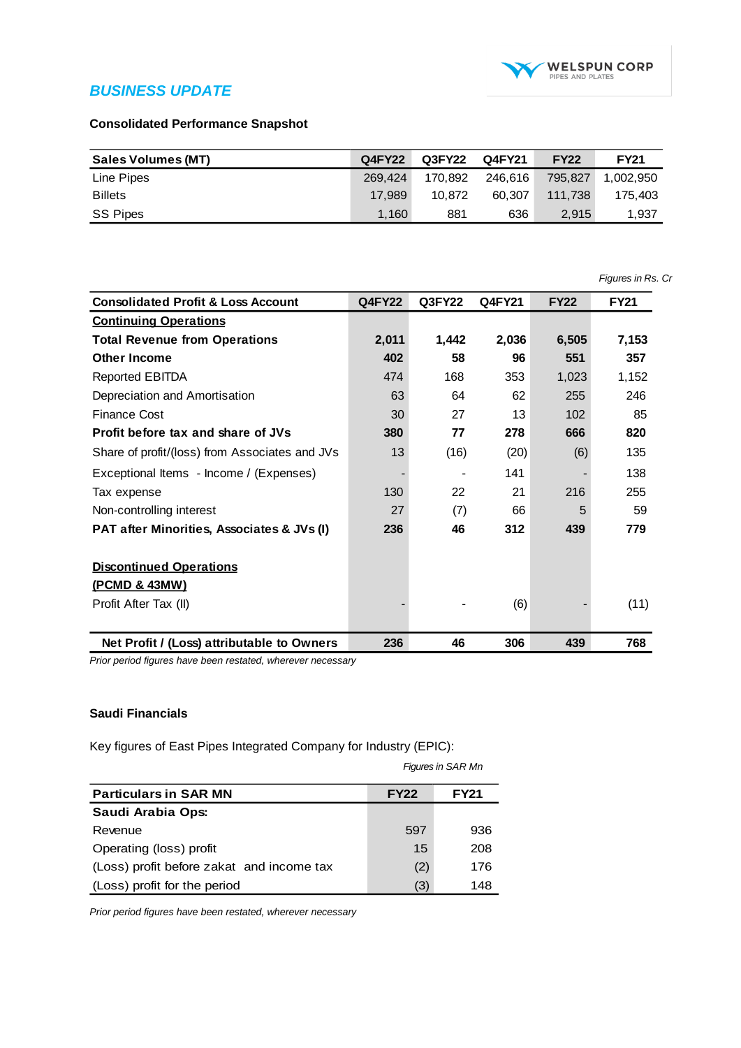## BUSINESS UPDATE

**Consolidated Performance Snapshot**

| Sales Volumes (MT) | Q4FY22 | Q3FY22 | Q4FY21 | FY22 | FY21 |
|---|---|---|---|---|---|
| Line Pipes | 269,424 | 170,892 | 246,616 | 795,827 | 1,002,950 |
| Billets | 17,989 | 10,872 | 60,307 | 111,738 | 175,403 |
| SS Pipes | 1,160 | 881 | 636 | 2,915 | 1,937 |

*Figures in Rs. Cr*

| Consolidated Profit & Loss Account | Q4FY22 | Q3FY22 | Q4FY21 | FY22 | FY21 |
|---|---|---|---|---|---|
| **Continuing Operations** | | | | | |
| **Total Revenue from Operations** | **2,011** | **1,442** | **2,036** | **6,505** | **7,153** |
| **Other Income** | **402** | **58** | **96** | **551** | **357** |
| Reported EBITDA | 474 | 168 | 353 | 1,023 | 1,152 |
| Depreciation and Amortisation | 63 | 64 | 62 | 255 | 246 |
| Finance Cost | 30 | 27 | 13 | 102 | 85 |
| **Profit before tax and share of JVs** | **380** | **77** | **278** | **666** | **820** |
| Share of profit/(loss) from Associates and JVs | 13 | (16) | (20) | (6) | 135 |
| Exceptional Items - Income / (Expenses) | - | - | 141 | - | 138 |
| Tax expense | 130 | 22 | 21 | 216 | 255 |
| Non-controlling interest | 27 | (7) | 66 | 5 | 59 |
| **PAT after Minorities, Associates & JVs (I)** | **236** | **46** | **312** | **439** | **779** |
| **Discontinued Operations (PCMD & 43MW)** | | | | | |
| Profit After Tax (II) | - | - | (6) | - | (11) |
| **Net Profit / (Loss) attributable to Owners** | **236** | **46** | **306** | **439** | **768** |

*Prior period figures have been restated, wherever necessary*

**Saudi Financials**

Key figures of East Pipes Integrated Company for Industry (EPIC):

*Figures in SAR Mn*

| Particulars in SAR MN | FY22 | FY21 |
|---|---|---|
| **Saudi Arabia Ops:** | | |
| Revenue | 597 | 936 |
| Operating (loss) profit | 15 | 208 |
| (Loss) profit before zakat and income tax | (2) | 176 |
| (Loss) profit for the period | (3) | 148 |

*Prior period figures have been restated, wherever necessary*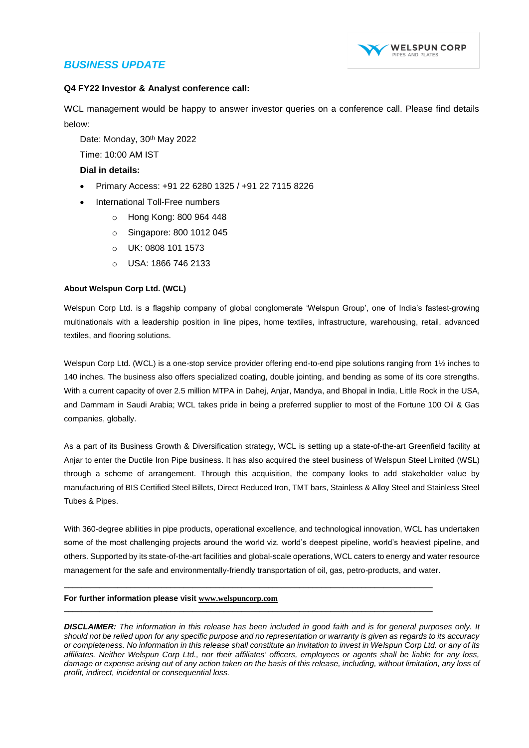## *BUSINESS UPDATE*

**Q4 FY22 Investor & Analyst conference call:**

WCL management would be happy to answer investor queries on a conference call. Please find details below:

Date: Monday, 30th May 2022

Time: 10:00 AM IST

**Dial in details:**

- Primary Access: +91 22 6280 1325 / +91 22 7115 8226
- International Toll-Free numbers
  - Hong Kong: 800 964 448
  - Singapore: 800 1012 045
  - UK: 0808 101 1573
  - USA: 1866 746 2133

**About Welspun Corp Ltd. (WCL)**

Welspun Corp Ltd. is a flagship company of global conglomerate 'Welspun Group', one of India's fastest-growing multinationals with a leadership position in line pipes, home textiles, infrastructure, warehousing, retail, advanced textiles, and flooring solutions.

Welspun Corp Ltd. (WCL) is a one-stop service provider offering end-to-end pipe solutions ranging from 1½ inches to 140 inches. The business also offers specialized coating, double jointing, and bending as some of its core strengths. With a current capacity of over 2.5 million MTPA in Dahej, Anjar, Mandya, and Bhopal in India, Little Rock in the USA, and Dammam in Saudi Arabia; WCL takes pride in being a preferred supplier to most of the Fortune 100 Oil & Gas companies, globally.

As a part of its Business Growth & Diversification strategy, WCL is setting up a state-of-the-art Greenfield facility at Anjar to enter the Ductile Iron Pipe business. It has also acquired the steel business of Welspun Steel Limited (WSL) through a scheme of arrangement. Through this acquisition, the company looks to add stakeholder value by manufacturing of BIS Certified Steel Billets, Direct Reduced Iron, TMT bars, Stainless & Alloy Steel and Stainless Steel Tubes & Pipes.

With 360-degree abilities in pipe products, operational excellence, and technological innovation, WCL has undertaken some of the most challenging projects around the world viz. world's deepest pipeline, world's heaviest pipeline, and others. Supported by its state-of-the-art facilities and global-scale operations, WCL caters to energy and water resource management for the safe and environmentally-friendly transportation of oil, gas, petro-products, and water.

---

**For further information please visit www.welspuncorp.com**

---

***DISCLAIMER:*** *The information in this release has been included in good faith and is for general purposes only. It should not be relied upon for any specific purpose and no representation or warranty is given as regards to its accuracy or completeness. No information in this release shall constitute an invitation to invest in Welspun Corp Ltd. or any of its affiliates. Neither Welspun Corp Ltd., nor their affiliates' officers, employees or agents shall be liable for any loss, damage or expense arising out of any action taken on the basis of this release, including, without limitation, any loss of profit, indirect, incidental or consequential loss.*